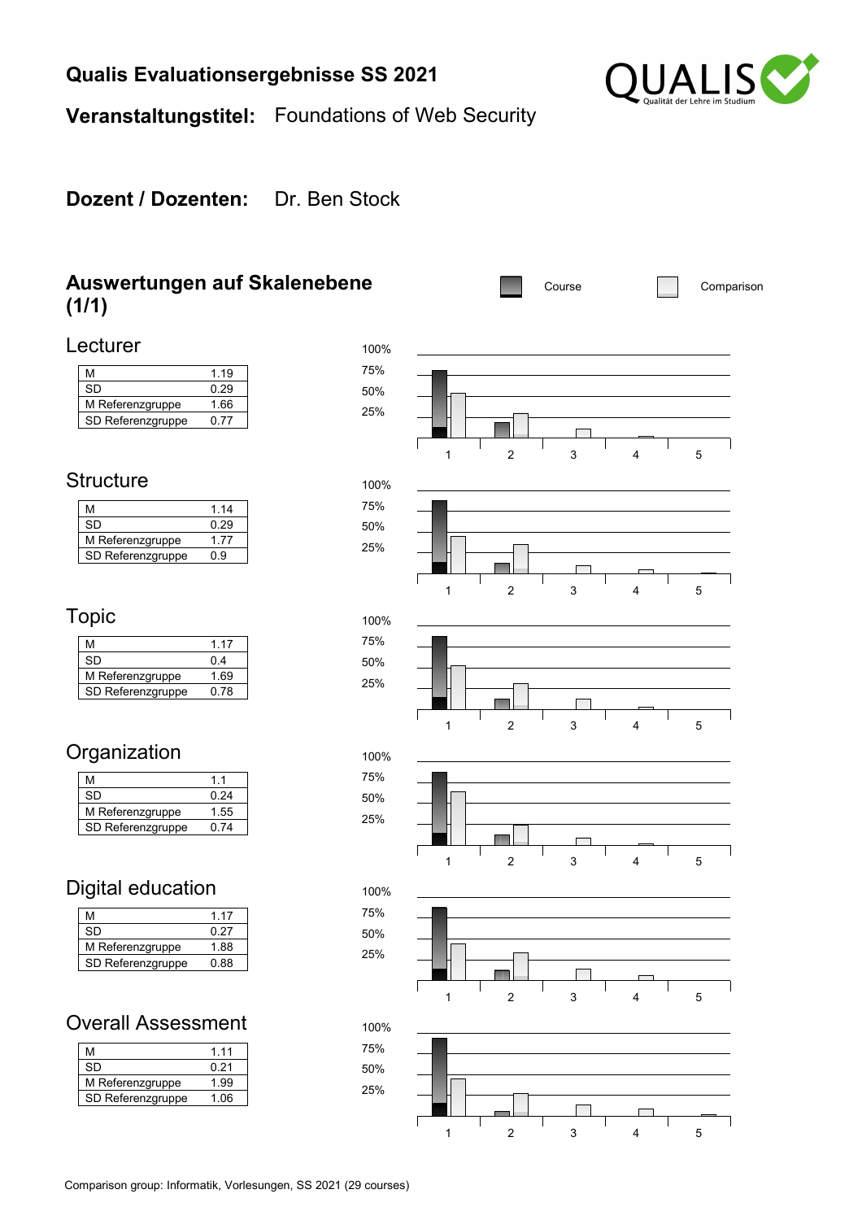# Qualis Evaluationsergebnisse SS 2021

**Veranstaltungstitel:** Foundations of Web Security

**Dozent / Dozenten:** Dr. Ben Stock

## Auswertungen auf Skalenebene (1/1)

### Lecturer

| | |
|---|---|
| M | 1.19 |
| SD | 0.29 |
| M Referenzgruppe | 1.66 |
| SD Referenzgruppe | 0.77 |

### Structure

| | |
|---|---|
| M | 1.14 |
| SD | 0.29 |
| M Referenzgruppe | 1.77 |
| SD Referenzgruppe | 0.9 |

### Topic

| | |
|---|---|
| M | 1.17 |
| SD | 0.4 |
| M Referenzgruppe | 1.69 |
| SD Referenzgruppe | 0.78 |

### Organization

| | |
|---|---|
| M | 1.1 |
| SD | 0.24 |
| M Referenzgruppe | 1.55 |
| SD Referenzgruppe | 0.74 |

### Digital education

| | |
|---|---|
| M | 1.17 |
| SD | 0.27 |
| M Referenzgruppe | 1.88 |
| SD Referenzgruppe | 0.88 |

### Overall Assessment

| | |
|---|---|
| M | 1.11 |
| SD | 0.21 |
| M Referenzgruppe | 1.99 |
| SD Referenzgruppe | 1.06 |

Comparison group: Informatik, Vorlesungen, SS 2021 (29 courses)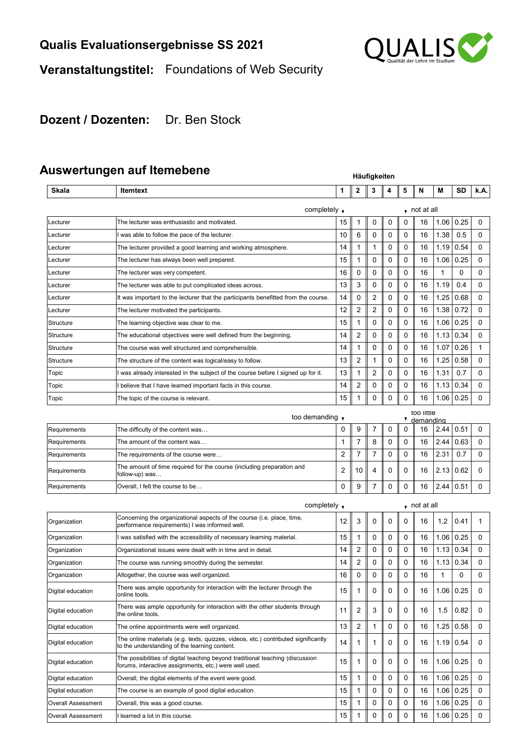# Qualis Evaluationsergebnisse SS 2021

**Veranstaltungstitel:** Foundations of Web Security

**Dozent / Dozenten:** Dr. Ben Stock

## Auswertungen auf Itemebene

| Skala | Itemtext | 1 | 2 | 3 | 4 | 5 | N | M | SD | k.A. |
|---|---|---|---|---|---|---|---|---|---|---|
| | | completely | | | | not at all | | | | |
| Lecturer | The lecturer was enthusiastic and motivated. | 15 | 1 | 0 | 0 | 0 | 16 | 1.06 | 0.25 | 0 |
| Lecturer | I was able to follow the pace of the lecturer. | 10 | 6 | 0 | 0 | 0 | 16 | 1.38 | 0.5 | 0 |
| Lecturer | The lecturer provided a good learning and working atmosphere. | 14 | 1 | 1 | 0 | 0 | 16 | 1.19 | 0.54 | 0 |
| Lecturer | The lecturer has always been well prepared. | 15 | 1 | 0 | 0 | 0 | 16 | 1.06 | 0.25 | 0 |
| Lecturer | The lecturer was very competent. | 16 | 0 | 0 | 0 | 0 | 16 | 1 | 0 | 0 |
| Lecturer | The lecturer was able to put complicated ideas across. | 13 | 3 | 0 | 0 | 0 | 16 | 1.19 | 0.4 | 0 |
| Lecturer | It was important to the lecturer that the participants benefitted from the course. | 14 | 0 | 2 | 0 | 0 | 16 | 1.25 | 0.68 | 0 |
| Lecturer | The lecturer motivated the participants. | 12 | 2 | 2 | 0 | 0 | 16 | 1.38 | 0.72 | 0 |
| Structure | The learning objective was clear to me. | 15 | 1 | 0 | 0 | 0 | 16 | 1.06 | 0.25 | 0 |
| Structure | The educational objectives were well defined from the beginning. | 14 | 2 | 0 | 0 | 0 | 16 | 1.13 | 0.34 | 0 |
| Structure | The course was well structured and comprehensible. | 14 | 1 | 0 | 0 | 0 | 16 | 1.07 | 0.26 | 1 |
| Structure | The structure of the content was logical/easy to follow. | 13 | 2 | 1 | 0 | 0 | 16 | 1.25 | 0.58 | 0 |
| Topic | I was already interested in the subject of the course before I signed up for it. | 13 | 1 | 2 | 0 | 0 | 16 | 1.31 | 0.7 | 0 |
| Topic | I believe that I have learned important facts in this course. | 14 | 2 | 0 | 0 | 0 | 16 | 1.13 | 0.34 | 0 |
| Topic | The topic of the course is relevant. | 15 | 1 | 0 | 0 | 0 | 16 | 1.06 | 0.25 | 0 |
| | | too demanding | | | | too little demanding | | | | |
| Requirements | The difficulty of the content was… | 0 | 9 | 7 | 0 | 0 | 16 | 2.44 | 0.51 | 0 |
| Requirements | The amount of the content was… | 1 | 7 | 8 | 0 | 0 | 16 | 2.44 | 0.63 | 0 |
| Requirements | The requirements of the course were… | 2 | 7 | 7 | 0 | 0 | 16 | 2.31 | 0.7 | 0 |
| Requirements | The amount of time required for the course (including preparation and follow-up) was… | 2 | 10 | 4 | 0 | 0 | 16 | 2.13 | 0.62 | 0 |
| Requirements | Overall, I felt the course to be… | 0 | 9 | 7 | 0 | 0 | 16 | 2.44 | 0.51 | 0 |
| | | completely | | | | not at all | | | | |
| Organization | Concerning the organizational aspects of the course (i.e. place, time, performance requirements) I was informed well. | 12 | 3 | 0 | 0 | 0 | 16 | 1.2 | 0.41 | 1 |
| Organization | I was satisfied with the accessibility of necessary learning material. | 15 | 1 | 0 | 0 | 0 | 16 | 1.06 | 0.25 | 0 |
| Organization | Organizational issues were dealt with in time and in detail. | 14 | 2 | 0 | 0 | 0 | 16 | 1.13 | 0.34 | 0 |
| Organization | The course was running smoothly during the semester. | 14 | 2 | 0 | 0 | 0 | 16 | 1.13 | 0.34 | 0 |
| Organization | Altogether, the course was well organized. | 16 | 0 | 0 | 0 | 0 | 16 | 1 | 0 | 0 |
| Digital education | There was ample opportunity for interaction with the lecturer through the online tools. | 15 | 1 | 0 | 0 | 0 | 16 | 1.06 | 0.25 | 0 |
| Digital education | There was ample opportunity for interaction with the other students through the online tools. | 11 | 2 | 3 | 0 | 0 | 16 | 1.5 | 0.82 | 0 |
| Digital education | The online appointments were well organized. | 13 | 2 | 1 | 0 | 0 | 16 | 1.25 | 0.58 | 0 |
| Digital education | The online materials (e.g. texts, quizzes, videos, etc.) contributed significantly to the understanding of the learning content. | 14 | 1 | 1 | 0 | 0 | 16 | 1.19 | 0.54 | 0 |
| Digital education | The possibilities of digital teaching beyond traditional teaching (discussion forums, interactive assignments, etc.) were well used. | 15 | 1 | 0 | 0 | 0 | 16 | 1.06 | 0.25 | 0 |
| Digital education | Overall, the digital elements of the event were good. | 15 | 1 | 0 | 0 | 0 | 16 | 1.06 | 0.25 | 0 |
| Digital education | The course is an example of good digital education. | 15 | 1 | 0 | 0 | 0 | 16 | 1.06 | 0.25 | 0 |
| Overall Assessment | Overall, this was a good course. | 15 | 1 | 0 | 0 | 0 | 16 | 1.06 | 0.25 | 0 |
| Overall Assessment | I learned a lot in this course. | 15 | 1 | 0 | 0 | 0 | 16 | 1.06 | 0.25 | 0 |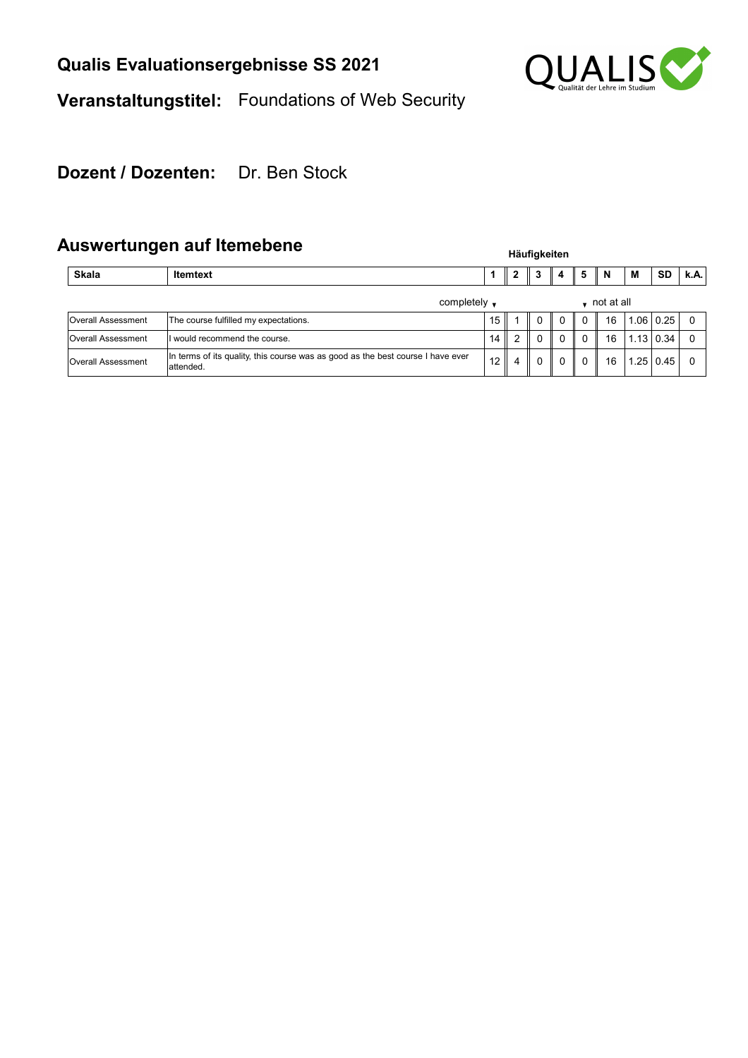# Qualis Evaluationsergebnisse SS 2021

**Veranstaltungstitel:** Foundations of Web Security

**Dozent / Dozenten:** Dr. Ben Stock

## Auswertungen auf Itemebene

| Skala | Itemtext | Häufigkeiten 1 (completely) | 2 | 3 | 4 | 5 (not at all) | N | M | SD | k.A. |
|---|---|---|---|---|---|---|---|---|---|---|
| Overall Assessment | The course fulfilled my expectations. | 15 | 1 | 0 | 0 | 0 | 16 | 1.06 | 0.25 | 0 |
| Overall Assessment | I would recommend the course. | 14 | 2 | 0 | 0 | 0 | 16 | 1.13 | 0.34 | 0 |
| Overall Assessment | In terms of its quality, this course was as good as the best course I have ever attended. | 12 | 4 | 0 | 0 | 0 | 16 | 1.25 | 0.45 | 0 |